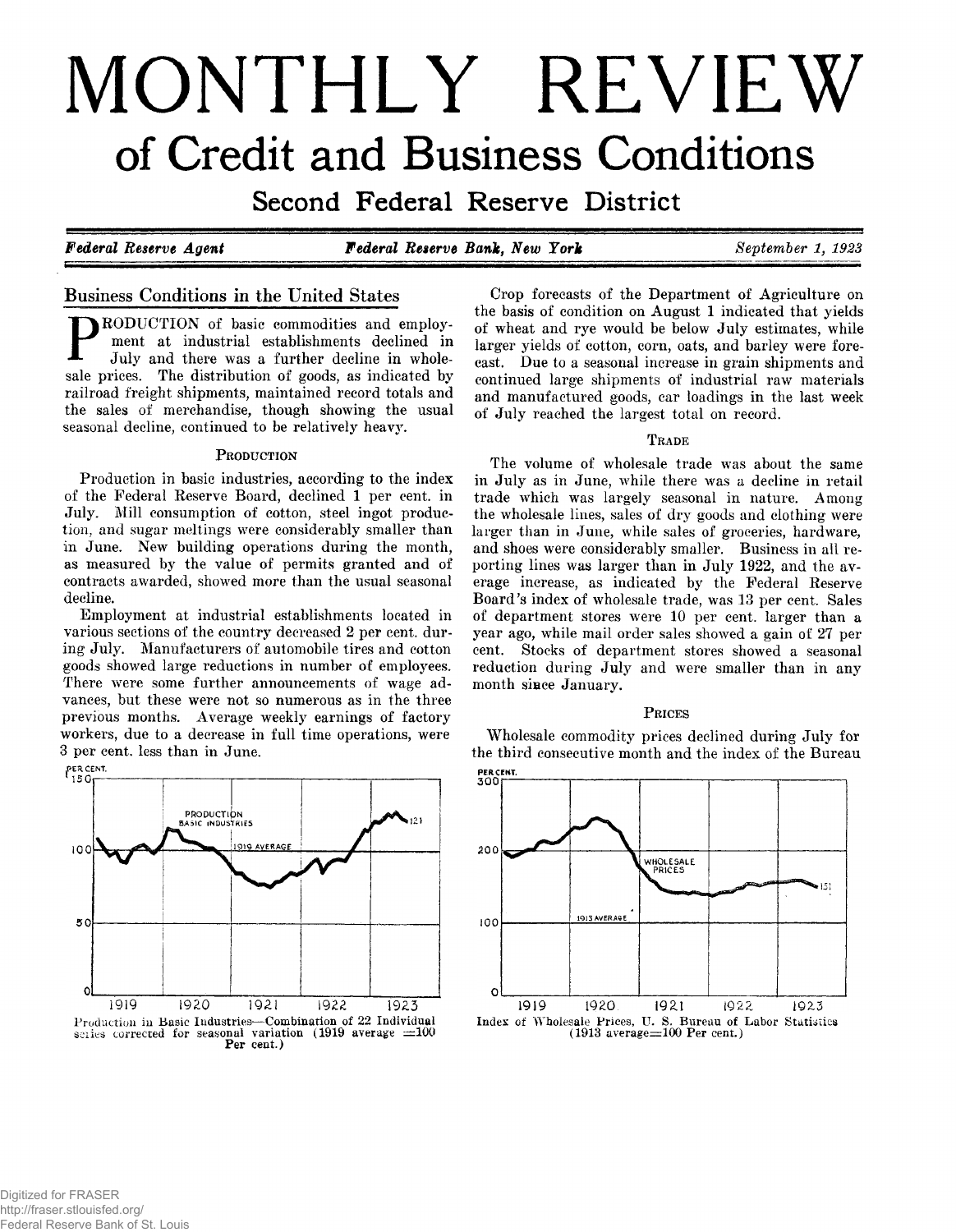# MONTHLY REVIEW

## of Credit and Business Conditions

### Second Federal Reserve District

*Federal Reserve Agent* | *Federal Reserve Bank, New York* | *September 1, 1923*

## Business Conditions in the United States

PRODUCTION of basic commodities and employment at industrial establishments declined in July and there was a further decline in wholesale prices. The distribution of goods, as indicated by railroad freight shipments, maintained record totals and the sales of merchandise, though showing the usual seasonal decline, continued to be relatively heavy.

### PRODUCTION

Production in basic industries, according to the index of the Federal Reserve Board, declined 1 per cent. in July. Mill consumption of cotton, steel ingot production, and sugar meltings were considerably smaller than in June. New building operations during the month, as measured by the value of permits granted and of contracts awarded, showed more than the usual seasonal decline.

Employment at industrial establishments located in various sections of the country decreased 2 per cent. during July. Manufacturers of automobile tires and cotton goods showed large reductions in number of employees. There were some further announcements of wage advances, but these were not so numerous as in the three previous months. Average weekly earnings of factory workers, due to a decrease in full time operations, were 3 per cent. less than in June.

Production in Basic Industries—Combination of 22 Individual series corrected for seasonal variation (1919 average =100 Per cent.)

Crop forecasts of the Department of Agriculture on the basis of condition on August 1 indicated that yields of wheat and rye would be below July estimates, while larger yields of cotton, corn, oats, and barley were forecast. Due to a seasonal increase in grain shipments and continued large shipments of industrial raw materials and manufactured goods, car loadings in the last week of July reached the largest total on record.

### TRADE

The volume of wholesale trade was about the same in July as in June, while there was a decline in retail trade which was largely seasonal in nature. Among the wholesale lines, sales of dry goods and clothing were larger than in June, while sales of groceries, hardware, and shoes were considerably smaller. Business in all reporting lines was larger than in July 1922, and the average increase, as indicated by the Federal Reserve Board's index of wholesale trade, was 13 per cent. Sales of department stores were 10 per cent. larger than a year ago, while mail order sales showed a gain of 27 per cent. Stocks of department stores showed a seasonal reduction during July and were smaller than in any month since January.

### PRICES

Wholesale commodity prices declined during July for the third consecutive month and the index of the Bureau

Index of Wholesale Prices, U. S. Bureau of Labor Statistics (1913 average=100 Per cent.)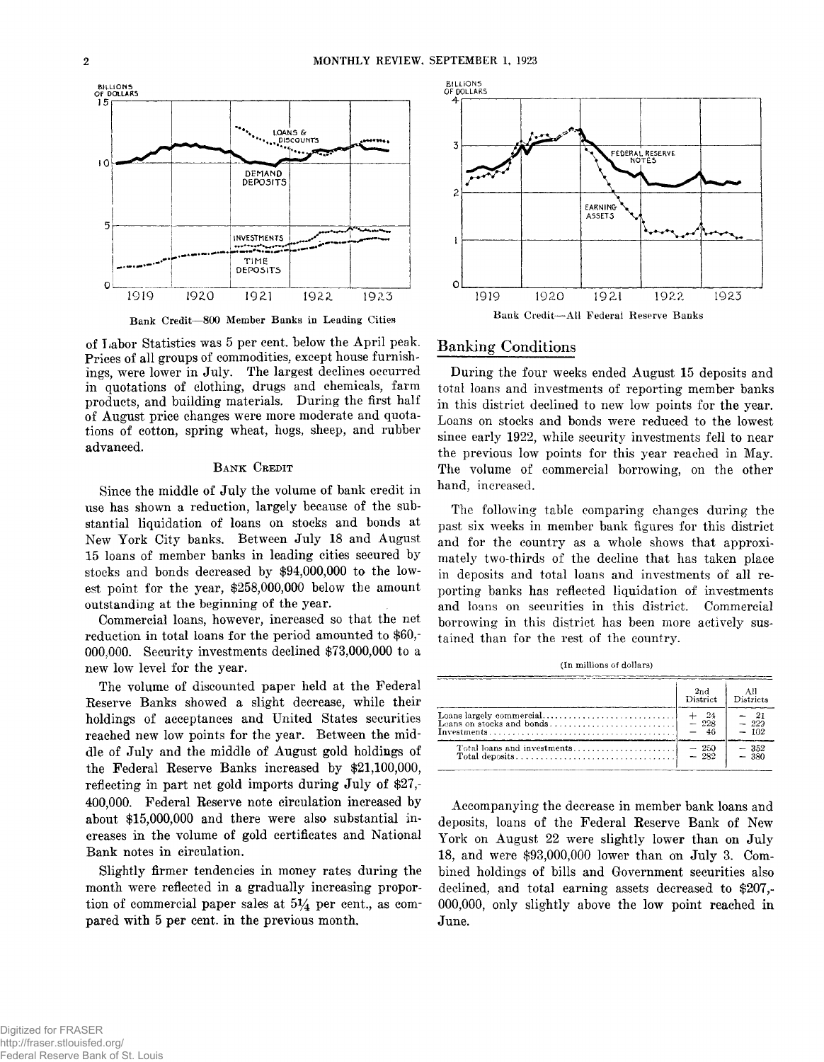Bank Credit—800 Member Banks in Leading Cities

Bank Credit—All Federal Reserve Banks

of Labor Statistics was 5 per cent. below the April peak. Prices of all groups of commodities, except house furnishings, were lower in July. The largest declines occurred in quotations of clothing, drugs and chemicals, farm products, and building materials. During the first half of August price changes were more moderate and quotations of cotton, spring wheat, hogs, sheep, and rubber advanced.

### Bank Credit

Since the middle of July the volume of bank credit in use has shown a reduction, largely because of the substantial liquidation of loans on stocks and bonds at New York City banks. Between July 18 and August 15 loans of member banks in leading cities secured by stocks and bonds decreased by $94,000,000 to the lowest point for the year, $258,000,000 below the amount outstanding at the beginning of the year.

Commercial loans, however, increased so that the net reduction in total loans for the period amounted to $60,000,000. Security investments declined $73,000,000 to a new low level for the year.

The volume of discounted paper held at the Federal Reserve Banks showed a slight decrease, while their holdings of acceptances and United States securities reached new low points for the year. Between the middle of July and the middle of August gold holdings of the Federal Reserve Banks increased by $21,100,000, reflecting in part net gold imports during July of $27,400,000. Federal Reserve note circulation increased by about $15,000,000 and there were also substantial increases in the volume of gold certificates and National Bank notes in circulation.

Slightly firmer tendencies in money rates during the month were reflected in a gradually increasing proportion of commercial paper sales at 5¼ per cent., as compared with 5 per cent. in the previous month.

## Banking Conditions

During the four weeks ended August 15 deposits and total loans and investments of reporting member banks in this district declined to new low points for the year. Loans on stocks and bonds were reduced to the lowest since early 1922, while security investments fell to near the previous low points for this year reached in May. The volume of commercial borrowing, on the other hand, increased.

The following table comparing changes during the past six weeks in member bank figures for this district and for the country as a whole shows that approximately two-thirds of the decline that has taken place in deposits and total loans and investments of all reporting banks has reflected liquidation of investments and loans on securities in this district. Commercial borrowing in this district has been more actively sustained than for the rest of the country.

(In millions of dollars)

| | 2nd District | All Districts |
|---|---|---|
| Loans largely commercial | + 24 | − 21 |
| Loans on stocks and bonds | − 228 | − 229 |
| Investments | − 46 | − 102 |
| Total loans and investments | − 250 | − 352 |
| Total deposits | − 282 | − 380 |

Accompanying the decrease in member bank loans and deposits, loans of the Federal Reserve Bank of New York on August 22 were slightly lower than on July 18, and were $93,000,000 lower than on July 3. Combined holdings of bills and Government securities also declined, and total earning assets decreased to $207,000,000, only slightly above the low point reached in June.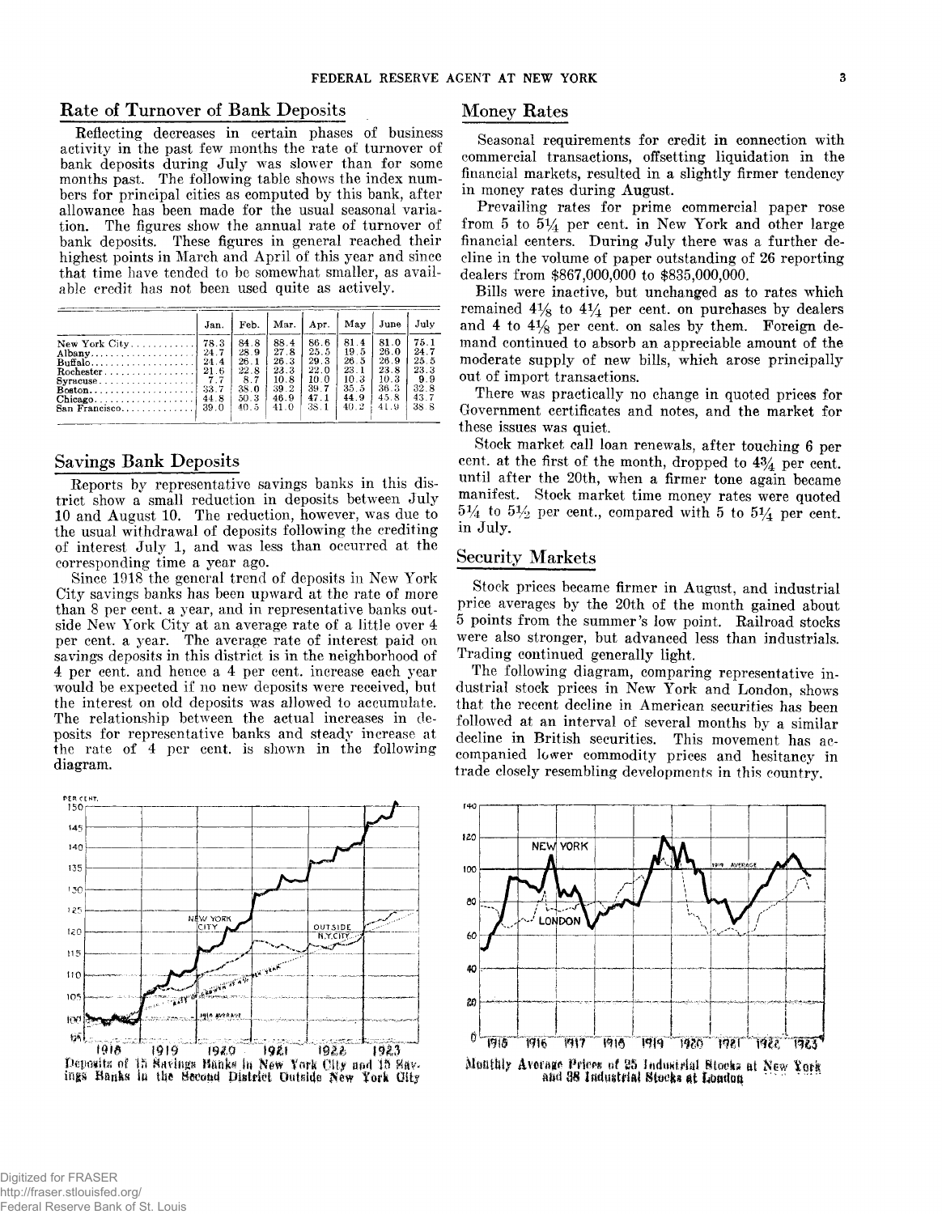## Rate of Turnover of Bank Deposits

Reflecting decreases in certain phases of business activity in the past few months the rate of turnover of bank deposits during July was slower than for some months past. The following table shows the index numbers for principal cities as computed by this bank, after allowance has been made for the usual seasonal variation. The figures show the annual rate of turnover of bank deposits. These figures in general reached their highest points in March and April of this year and since that time have tended to be somewhat smaller, as available credit has not been used quite as actively.

| | Jan. | Feb. | Mar. | Apr. | May | June | July |
|---|---|---|---|---|---|---|---|
| New York City | 78.3 | 84.8 | 88.4 | 86.6 | 81.4 | 81.0 | 75.1 |
| Albany | 24.7 | 28.9 | 27.8 | 25.5 | 19.5 | 26.0 | 24.7 |
| Buffalo | 24.4 | 26.1 | 26.3 | 29.3 | 26.5 | 26.9 | 25.5 |
| Rochester | 21.6 | 22.8 | 23.3 | 22.0 | 23.1 | 23.8 | 23.3 |
| Syracuse | 7.7 | 8.7 | 10.8 | 10.0 | 10.3 | 10.3 | 9.9 |
| Boston | 33.7 | 38.0 | 39.2 | 39.7 | 35.5 | 36.3 | 32.8 |
| Chicago | 44.8 | 50.3 | 46.9 | 47.1 | 44.9 | 45.8 | 43.7 |
| San Francisco | 39.0 | 40.5 | 41.0 | 38.1 | 40.2 | 41.9 | 38.8 |

## Savings Bank Deposits

Reports by representative savings banks in this district show a small reduction in deposits between July 10 and August 10. The reduction, however, was due to the usual withdrawal of deposits following the crediting of interest July 1, and was less than occurred at the corresponding time a year ago.

Since 1918 the general trend of deposits in New York City savings banks has been upward at the rate of more than 8 per cent. a year, and in representative banks outside New York City at an average rate of a little over 4 per cent. a year. The average rate of interest paid on savings deposits in this district is in the neighborhood of 4 per cent. and hence a 4 per cent. increase each year would be expected if no new deposits were received, but the interest on old deposits was allowed to accumulate. The relationship between the actual increases in deposits for representative banks and steady increase at the rate of 4 per cent. is shown in the following diagram.

Deposits of 15 Savings Banks in New York City and 15 Savings Banks in the Second District Outside New York City

## Money Rates

Seasonal requirements for credit in connection with commercial transactions, offsetting liquidation in the financial markets, resulted in a slightly firmer tendency in money rates during August.

Prevailing rates for prime commercial paper rose from 5 to 5¼ per cent. in New York and other large financial centers. During July there was a further decline in the volume of paper outstanding of 26 reporting dealers from $867,000,000 to $835,000,000.

Bills were inactive, but unchanged as to rates which remained 4⅛ to 4¼ per cent. on purchases by dealers and 4 to 4⅛ per cent. on sales by them. Foreign demand continued to absorb an appreciable amount of the moderate supply of new bills, which arose principally out of import transactions.

There was practically no change in quoted prices for Government certificates and notes, and the market for these issues was quiet.

Stock market call loan renewals, after touching 6 per cent. at the first of the month, dropped to 4¾ per cent. until after the 20th, when a firmer tone again became manifest. Stock market time money rates were quoted 5¼ to 5½ per cent., compared with 5 to 5¼ per cent. in July.

## Security Markets

Stock prices became firmer in August, and industrial price averages by the 20th of the month gained about 5 points from the summer's low point. Railroad stocks were also stronger, but advanced less than industrials. Trading continued generally light.

The following diagram, comparing representative industrial stock prices in New York and London, shows that the recent decline in American securities has been followed at an interval of several months by a similar decline in British securities. This movement has accompanied lower commodity prices and hesitancy in trade closely resembling developments in this country.

Monthly Average Prices of 25 Industrial Stocks at New York and 88 Industrial Stocks at London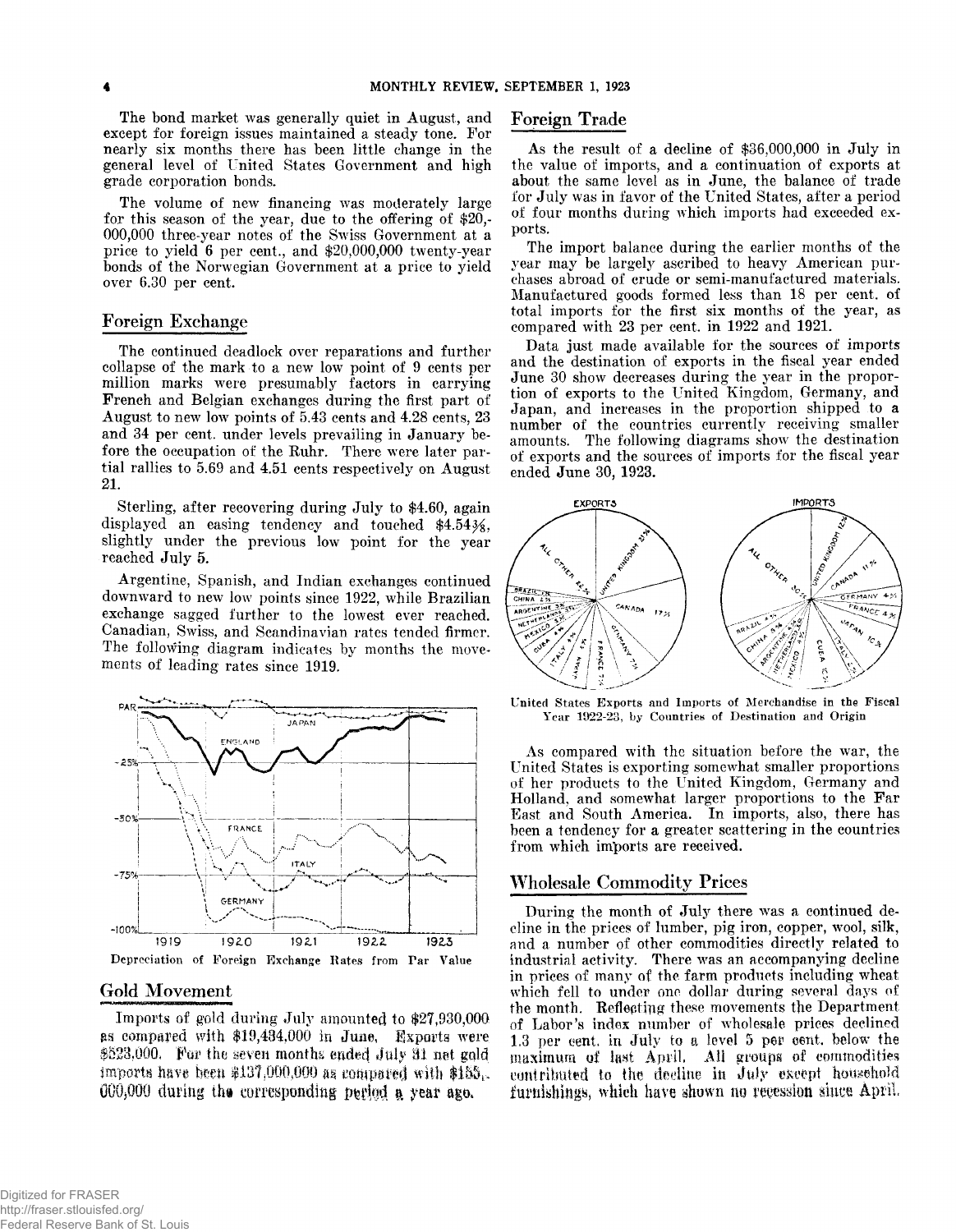The bond market was generally quiet in August, and except for foreign issues maintained a steady tone. For nearly six months there has been little change in the general level of United States Government and high grade corporation bonds.

The volume of new financing was moderately large for this season of the year, due to the offering of $20,000,000 three-year notes of the Swiss Government at a price to yield 6 per cent., and $20,000,000 twenty-year bonds of the Norwegian Government at a price to yield over 6.30 per cent.

## Foreign Exchange

The continued deadlock over reparations and further collapse of the mark to a new low point of 9 cents per million marks were presumably factors in carrying French and Belgian exchanges during the first part of August to new low points of 5.43 cents and 4.28 cents, 23 and 34 per cent. under levels prevailing in January before the occupation of the Ruhr. There were later partial rallies to 5.69 and 4.51 cents respectively on August 21.

Sterling, after recovering during July to $4.60, again displayed an easing tendency and touched $4.54⅜, slightly under the previous low point for the year reached July 5.

Argentine, Spanish, and Indian exchanges continued downward to new low points since 1922, while Brazilian exchange sagged further to the lowest ever reached. Canadian, Swiss, and Scandinavian rates tended firmer. The following diagram indicates by months the movements of leading rates since 1919.

Depreciation of Foreign Exchange Rates from Par Value

## Gold Movement

Imports of gold during July amounted to $27,930,000 as compared with $19,434,000 in June. Exports were $523,000. For the seven months ended July 31 net gold imports have been $137,000,000 as compared with $155,000,000 during the corresponding period a year ago.

## Foreign Trade

As the result of a decline of $36,000,000 in July in the value of imports, and a continuation of exports at about the same level as in June, the balance of trade for July was in favor of the United States, after a period of four months during which imports had exceeded exports.

The import balance during the earlier months of the year may be largely ascribed to heavy American purchases abroad of crude or semi-manufactured materials. Manufactured goods formed less than 18 per cent. of total imports for the first six months of the year, as compared with 23 per cent. in 1922 and 1921.

Data just made available for the sources of imports and the destination of exports in the fiscal year ended June 30 show decreases during the year in the proportion of exports to the United Kingdom, Germany, and Japan, and increases in the proportion shipped to a number of the countries currently receiving smaller amounts. The following diagrams show the destination of exports and the sources of imports for the fiscal year ended June 30, 1923.

United States Exports and Imports of Merchandise in the Fiscal Year 1922-23, by Countries of Destination and Origin

As compared with the situation before the war, the United States is exporting somewhat smaller proportions of her products to the United Kingdom, Germany and Holland, and somewhat larger proportions to the Far East and South America. In imports, also, there has been a tendency for a greater scattering in the countries from which imports are received.

## Wholesale Commodity Prices

During the month of July there was a continued decline in the prices of lumber, pig iron, copper, wool, silk, and a number of other commodities directly related to industrial activity. There was an accompanying decline in prices of many of the farm products including wheat which fell to under one dollar during several days of the month. Reflecting these movements the Department of Labor's index number of wholesale prices declined 1.3 per cent. in July to a level 5 per cent. below the maximum of last April. All groups of commodities contributed to the decline in July except household furnishings, which have shown no recession since April.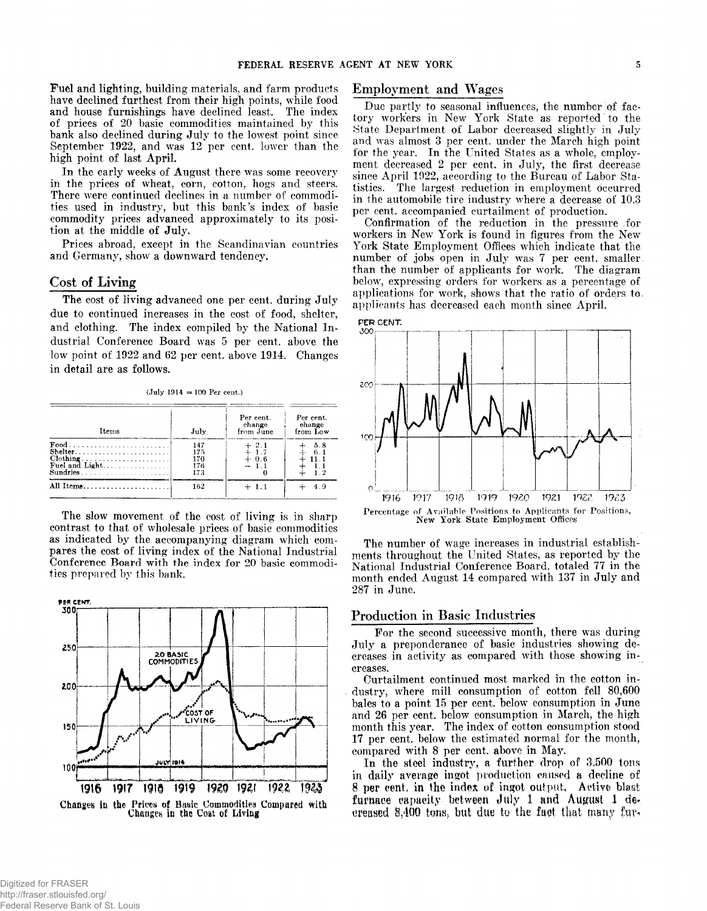Fuel and lighting, building materials, and farm products have declined furthest from their high points, while food and house furnishings have declined least. The index of prices of 20 basic commodities maintained by this bank also declined during July to the lowest point since September 1922, and was 12 per cent. lower than the high point of last April.

In the early weeks of August there was some recovery in the prices of wheat, corn, cotton, hogs and steers. There were continued declines in a number of commodities used in industry, but this bank's index of basic commodity prices advanced approximately to its position at the middle of July.

Prices abroad, except in the Scandinavian countries and Germany, show a downward tendency.

## Cost of Living

The cost of living advanced one per cent. during July due to continued increases in the cost of food, shelter, and clothing. The index compiled by the National Industrial Conference Board was 5 per cent. above the low point of 1922 and 62 per cent. above 1914. Changes in detail are as follows.

(July 1914 = 100 Per cent.)

| Items | July | Per cent. change from June | Per cent. change from Low |
|---|---|---|---|
| Food | 147 | + 2.1 | + 5.8 |
| Shelter | 175 | + 1.7 | + 6.1 |
| Clothing | 170 | + 0.6 | + 11.1 |
| Fuel and Light | 176 | − 1.1 | + 1.1 |
| Sundries | 173 | 0 | + 1.2 |
| All Items | 162 | + 1.1 | + 4.9 |

The slow movement of the cost of living is in sharp contrast to that of wholesale prices of basic commodities as indicated by the accompanying diagram which compares the cost of living index of the National Industrial Conference Board with the index for 20 basic commodities prepared by this bank.

Changes in the Prices of Basic Commodities Compared with Changes in the Cost of Living

## Employment and Wages

Due partly to seasonal influences, the number of factory workers in New York State as reported to the State Department of Labor decreased slightly in July and was almost 3 per cent. under the March high point for the year. In the United States as a whole, employment decreased 2 per cent. in July, the first decrease since April 1922, according to the Bureau of Labor Statistics. The largest reduction in employment occurred in the automobile tire industry where a decrease of 10.3 per cent. accompanied curtailment of production.

Confirmation of the reduction in the pressure for workers in New York is found in figures from the New York State Employment Offices which indicate that the number of jobs open in July was 7 per cent. smaller than the number of applicants for work. The diagram below, expressing orders for workers as a percentage of applications for work, shows that the ratio of orders to applicants has decreased each month since April.

Percentage of Available Positions to Applicants for Positions, New York State Employment Offices

The number of wage increases in industrial establishments throughout the United States, as reported by the National Industrial Conference Board, totaled 77 in the month ended August 14 compared with 137 in July and 287 in June.

## Production in Basic Industries

For the second successive month, there was during July a preponderance of basic industries showing decreases in activity as compared with those showing increases.

Curtailment continued most marked in the cotton industry, where mill consumption of cotton fell 80,600 bales to a point 15 per cent. below consumption in June and 26 per cent. below consumption in March, the high month this year. The index of cotton consumption stood 17 per cent. below the estimated normal for the month, compared with 8 per cent. above in May.

In the steel industry, a further drop of 3,500 tons in daily average ingot production caused a decline of 8 per cent. in the index of ingot output. Active blast furnace capacity between July 1 and August 1 decreased 8,400 tons, but due to the fact that many fur-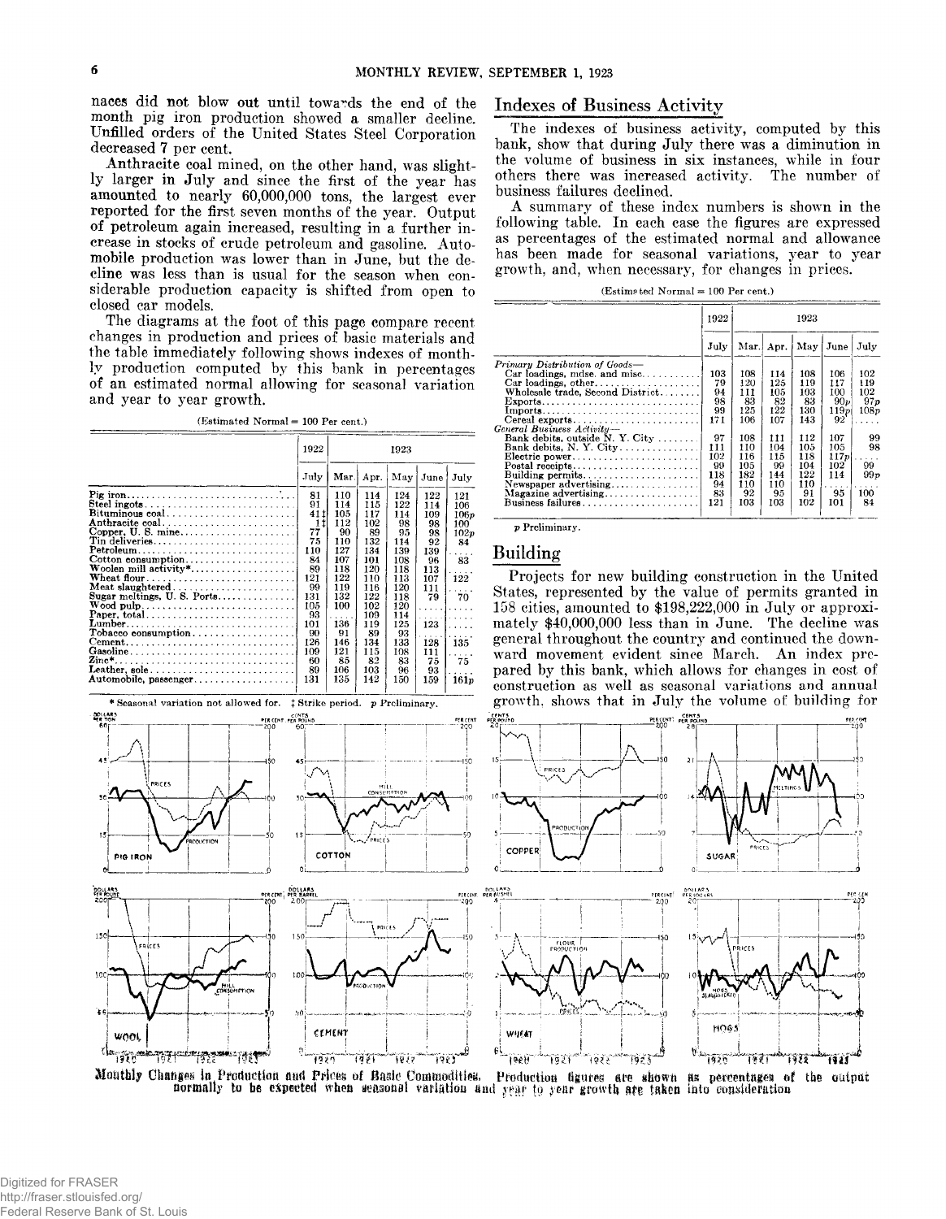naces did not blow out until towards the end of the month pig iron production showed a smaller decline. Unfilled orders of the United States Steel Corporation decreased 7 per cent.

Anthracite coal mined, on the other hand, was slightly larger in July and since the first of the year has amounted to nearly 60,000,000 tons, the largest ever reported for the first seven months of the year. Output of petroleum again increased, resulting in a further increase in stocks of crude petroleum and gasoline. Automobile production was lower than in June, but the decline was less than is usual for the season when considerable production capacity is shifted from open to closed car models.

The diagrams at the foot of this page compare recent changes in production and prices of basic materials and the table immediately following shows indexes of monthly production computed by this bank in percentages of an estimated normal allowing for seasonal variation and year to year growth.

(Estimated Normal = 100 Per cent.)

| | 1922 | 1923 | | | | |
|---|---|---|---|---|---|---|
| | July | Mar. | Apr. | May | June | July |
| Pig iron | 81 | 110 | 114 | 124 | 122 | 121 |
| Steel ingots | 91 | 114 | 115 | 122 | 114 | 106 |
| Bituminous coal | 41‡ | 105 | 117 | 114 | 109 | 106p |
| Anthracite coal | ‡ | 112 | 102 | 98 | 98 | 100 |
| Copper, U. S. mine | 77 | 90 | 89 | 95 | 98 | 102p |
| Tin deliveries | 75 | 110 | 132 | 114 | 92 | 84 |
| Petroleum | 110 | 127 | 134 | 139 | 139 | .... |
| Cotton consumption | 84 | 107 | 101 | 108 | 96 | 83 |
| Woolen mill activity* | 89 | 118 | 120 | 118 | 113 | .... |
| Wheat flour | 121 | 122 | 110 | 113 | 107 | 122 |
| Meat slaughtered | 99 | 119 | 116 | 120 | 111 | .... |
| Sugar meltings, U. S. Ports | 131 | 132 | 122 | 118 | 79 | 70 |
| Wood pulp | 105 | 100 | 102 | 120 | .... | .... |
| Paper, total | 93 | .... | 109 | 114 | .... | .... |
| Lumber | 101 | 136 | 119 | 125 | 123 | .... |
| Tobacco consumption | 90 | 91 | 89 | 93 | .... | .... |
| Cement | 126 | 146 | 134 | 133 | 128 | 135 |
| Gasoline | 109 | 121 | 115 | 108 | 111 | .... |
| Zinc* | 60 | 85 | 82 | 83 | 75 | 75 |
| Leather, sole | 89 | 106 | 103 | 96 | 93 | .... |
| Automobile, passenger | 131 | 135 | 142 | 150 | 159 | 161p |

\* Seasonal variation not allowed for. ‡ Strike period. p Preliminary.

## Indexes of Business Activity

The indexes of business activity, computed by this bank, show that during July there was a diminution in the volume of business in six instances, while in four others there was increased activity. The number of business failures declined.

A summary of these index numbers is shown in the following table. In each case the figures are expressed as percentages of the estimated normal and allowance has been made for seasonal variations, year to year growth, and, when necessary, for changes in prices.

(Estimated Normal = 100 Per cent.)

| | 1922 | 1923 | | | | |
|---|---|---|---|---|---|---|
| | July | Mar. | Apr. | May | June | July |
| *Primary Distribution of Goods*— | | | | | | |
| Car loadings, mdse. and misc. | 103 | 108 | 114 | 108 | 106 | 102 |
| Car loadings, other | 79 | 120 | 125 | 119 | 117 | 119 |
| Wholesale trade, Second District | 94 | 111 | 105 | 103 | 100 | 102 |
| Exports | 98 | 83 | 82 | 83 | 90p | 97p |
| Imports | 99 | 125 | 122 | 130 | 119p | 108p |
| Cereal exports | 171 | 106 | 107 | 143 | 92 | .... |
| *General Business Activity*— | | | | | | |
| Bank debits, outside N. Y. City | 97 | 108 | 111 | 112 | 107 | 99 |
| Bank debits, N. Y. City | 111 | 110 | 104 | 105 | 105 | 98 |
| Electric power | 102 | 116 | 115 | 118 | 117p | .... |
| Postal receipts | 99 | 105 | 99 | 104 | 102 | 99 |
| Building permits | 118 | 182 | 144 | 122 | 114 | 99p |
| Newspaper advertising | 94 | 110 | 110 | 110 | .... | .... |
| Magazine advertising | 83 | 92 | 95 | 91 | 95 | 100 |
| Business failures | 121 | 103 | 103 | 102 | 101 | 84 |

p Preliminary.

## Building

Projects for new building construction in the United States, represented by the value of permits granted in 158 cities, amounted to $198,222,000 in July or approximately $40,000,000 less than in June. The decline was general throughout the country and continued the downward movement evident since March. An index prepared by this bank, which allows for changes in cost of construction as well as seasonal variations and annual growth, shows that in July the volume of building for

Monthly Changes in Production and Prices of Basic Commodities. Production figures are shown as percentages of the output normally to be expected when seasonal variation and year to year growth are taken into consideration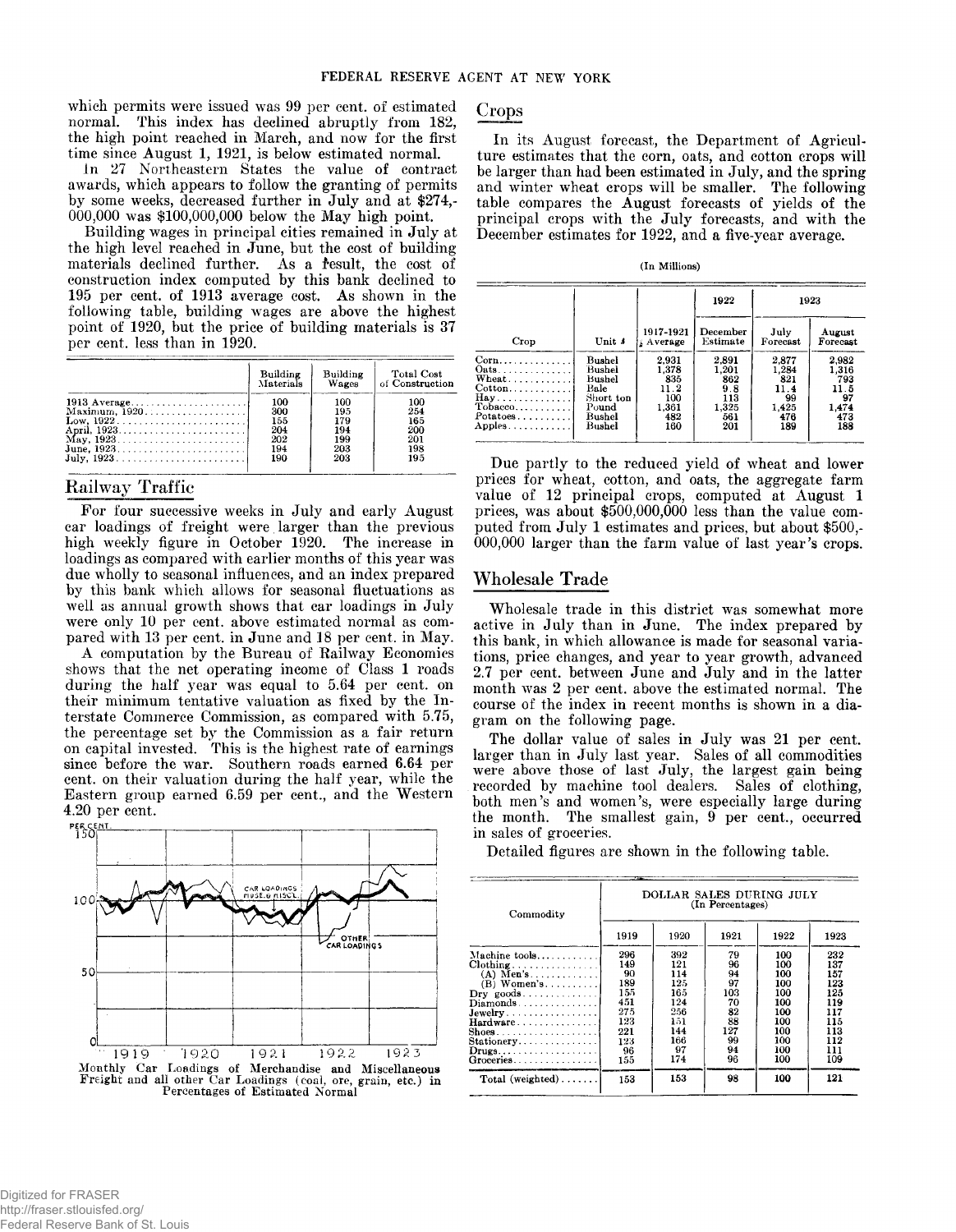which permits were issued was 99 per cent. of estimated normal. This index has declined abruptly from 182, the high point reached in March, and now for the first time since August 1, 1921, is below estimated normal.

In 27 Northeastern States the value of contract awards, which appears to follow the granting of permits by some weeks, decreased further in July and at $274,000,000 was $100,000,000 below the May high point.

Building wages in principal cities remained in July at the high level reached in June, but the cost of building materials declined further. As a result, the cost of construction index computed by this bank declined to 195 per cent. of 1913 average cost. As shown in the following table, building wages are above the highest point of 1920, but the price of building materials is 37 per cent. less than in 1920.

| | Building Materials | Building Wages | Total Cost of Construction |
|---|---|---|---|
| 1913 Average | 100 | 100 | 100 |
| Maximum, 1920 | 300 | 195 | 254 |
| Low, 1922 | 155 | 179 | 165 |
| April, 1923 | 204 | 194 | 200 |
| May, 1923 | 202 | 199 | 201 |
| June, 1923 | 194 | 203 | 198 |
| July, 1923 | 190 | 203 | 195 |

## Railway Traffic

For four successive weeks in July and early August car loadings of freight were larger than the previous high weekly figure in October 1920. The increase in loadings as compared with earlier months of this year was due wholly to seasonal influences, and an index prepared by this bank which allows for seasonal fluctuations as well as annual growth shows that car loadings in July were only 10 per cent. above estimated normal as compared with 13 per cent. in June and 18 per cent. in May.

A computation by the Bureau of Railway Economics shows that the net operating income of Class 1 roads during the half year was equal to 5.64 per cent. on their minimum tentative valuation as fixed by the Interstate Commerce Commission, as compared with 5.75, the percentage set by the Commission as a fair return on capital invested. This is the highest rate of earnings since before the war. Southern roads earned 6.64 per cent. on their valuation during the half year, while the Eastern group earned 6.59 per cent., and the Western 4.20 per cent.

Monthly Car Loadings of Merchandise and Miscellaneous Freight and all other Car Loadings (coal, ore, grain, etc.) in Percentages of Estimated Normal

## Crops

In its August forecast, the Department of Agriculture estimates that the corn, oats, and cotton crops will be larger than had been estimated in July, and the spring and winter wheat crops will be smaller. The following table compares the August forecasts of yields of the principal crops with the July forecasts, and with the December estimates for 1922, and a five-year average.

(In Millions)

| Crop | Unit | 1917-1921 Average | 1922 December Estimate | 1923 July Forecast | 1923 August Forecast |
|---|---|---|---|---|---|
| Corn | Bushel | 2,931 | 2,891 | 2,877 | 2,982 |
| Oats | Bushel | 1,378 | 1,201 | 1,284 | 1,316 |
| Wheat | Bushel | 835 | 862 | 821 | 793 |
| Cotton | Bale | 11.2 | 9.8 | 11.4 | 11.5 |
| Hay | Short ton | 100 | 113 | 99 | 97 |
| Tobacco | Pound | 1,361 | 1,325 | 1,425 | 1,474 |
| Potatoes | Bushel | 482 | 561 | 476 | 473 |
| Apples | Bushel | 160 | 201 | 189 | 188 |

Due partly to the reduced yield of wheat and lower prices for wheat, cotton, and oats, the aggregate farm value of 12 principal crops, computed at August 1 prices, was about $500,000,000 less than the value computed from July 1 estimates and prices, but about $500,000,000 larger than the farm value of last year's crops.

## Wholesale Trade

Wholesale trade in this district was somewhat more active in July than in June. The index prepared by this bank, in which allowance is made for seasonal variations, price changes, and year to year growth, advanced 2.7 per cent. between June and July and in the latter month was 2 per cent. above the estimated normal. The course of the index in recent months is shown in a diagram on the following page.

The dollar value of sales in July was 21 per cent. larger than in July last year. Sales of all commodities were above those of last July, the largest gain being recorded by machine tool dealers. Sales of clothing, both men's and women's, were especially large during the month. The smallest gain, 9 per cent., occurred in sales of groceries.

Detailed figures are shown in the following table.

| Commodity | DOLLAR SALES DURING JULY (In Percentages) 1919 | 1920 | 1921 | 1922 | 1923 |
|---|---|---|---|---|---|
| Machine tools | 296 | 392 | 79 | 100 | 232 |
| Clothing | 149 | 121 | 96 | 100 | 137 |
| (A) Men's | 90 | 114 | 94 | 100 | 157 |
| (B) Women's | 189 | 125 | 97 | 100 | 123 |
| Dry goods | 155 | 165 | 103 | 100 | 125 |
| Diamonds | 451 | 124 | 70 | 100 | 119 |
| Jewelry | 275 | 256 | 82 | 100 | 117 |
| Hardware | 123 | 151 | 88 | 100 | 115 |
| Shoes | 221 | 144 | 127 | 100 | 113 |
| Stationery | 123 | 166 | 99 | 100 | 112 |
| Drugs | 96 | 97 | 94 | 100 | 111 |
| Groceries | 155 | 174 | 96 | 100 | 109 |
| Total (weighted) | 153 | 153 | 98 | 100 | 121 |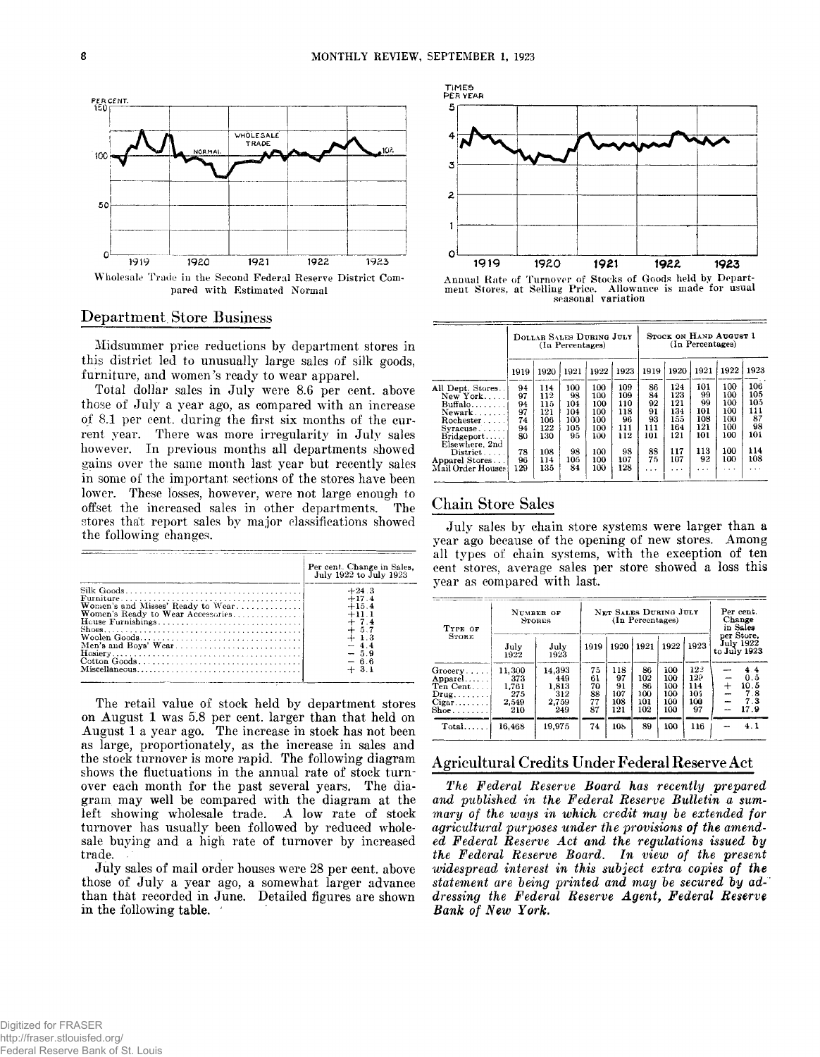PER CENT.

150

100

50

0

1919 1920 1921 1922 1923

WHOLESALE TRADE

NORMAL

102

Wholesale Trade in the Second Federal Reserve District Compared with Estimated Normal

## Department Store Business

Midsummer price reductions by department stores in this district led to unusually large sales of silk goods, furniture, and women's ready to wear apparel.

Total dollar sales in July were 8.6 per cent. above those of July a year ago, as compared with an increase of 8.1 per cent. during the first six months of the current year. There was more irregularity in July sales however. In previous months all departments showed gains over the same month last year but recently sales in some of the important sections of the stores have been lower. These losses, however, were not large enough to offset the increased sales in other departments. The stores that report sales by major classifications showed the following changes.

| | Per cent. Change in Sales, July 1922 to July 1923 |
|---|---|
| Silk Goods | +24.3 |
| Furniture | +17.4 |
| Women's and Misses' Ready to Wear | +15.4 |
| Women's Ready to Wear Accessories | +11.1 |
| House Furnishings | + 7.4 |
| Shoes | + 5.7 |
| Woolen Goods | + 1.3 |
| Men's and Boys' Wear | − 4.4 |
| Hosiery | − 5.9 |
| Cotton Goods | − 6.6 |
| Miscellaneous | + 3.1 |

The retail value of stock held by department stores on August 1 was 5.8 per cent. larger than that held on August 1 a year ago. The increase in stock has not been as large, proportionately, as the increase in sales and the stock turnover is more rapid. The following diagram shows the fluctuations in the annual rate of stock turnover each month for the past several years. The diagram may well be compared with the diagram at the left showing wholesale trade. A low rate of stock turnover has usually been followed by reduced wholesale buying and a high rate of turnover by increased trade.

July sales of mail order houses were 28 per cent. above those of July a year ago, a somewhat larger advance than that recorded in June. Detailed figures are shown in the following table.

TIMES PER YEAR

5

4

3

2

1

0

1919 1920 1921 1922 1923

Annual Rate of Turnover of Stocks of Goods held by Department Stores, at Selling Price. Allowance is made for usual seasonal variation

| | Dollar Sales During July (In Percentages) | | | | | Stock on Hand August 1 (In Percentages) | | | | |
|---|---|---|---|---|---|---|---|---|---|---|
| | 1919 | 1920 | 1921 | 1922 | 1923 | 1919 | 1920 | 1921 | 1922 | 1923 |
| All Dept. Stores | 94 | 114 | 100 | 100 | 109 | 86 | 124 | 101 | 100 | 106 |
| New York | 97 | 112 | 98 | 100 | 109 | 84 | 123 | 99 | 100 | 105 |
| Buffalo | 94 | 115 | 104 | 100 | 110 | 92 | 121 | 99 | 100 | 105 |
| Newark | 97 | 121 | 104 | 100 | 118 | 91 | 134 | 101 | 100 | 111 |
| Rochester | 74 | 106 | 100 | 100 | 96 | 93 | 155 | 108 | 100 | 87 |
| Syracuse | 94 | 122 | 105 | 100 | 111 | 111 | 164 | 121 | 100 | 98 |
| Bridgeport | 80 | 130 | 95 | 100 | 112 | 101 | 121 | 101 | 100 | 101 |
| Elsewhere, 2nd District | 78 | 108 | 98 | 100 | 98 | 88 | 117 | 113 | 100 | 114 |
| Apparel Stores | 96 | 114 | 105 | 100 | 107 | 75 | 107 | 92 | 100 | 108 |
| Mail Order Houses | 129 | 135 | 84 | 100 | 128 | ... | ... | ... | ... | ... |

## Chain Store Sales

July sales by chain store systems were larger than a year ago because of the opening of new stores. Among all types of chain systems, with the exception of ten cent stores, average sales per store showed a loss this year as compared with last.

| Type of Store | Number of Stores | | Net Sales During July (In Percentages) | | | | | Per cent. Change in Sales per Store, July 1922 to July 1923 |
|---|---|---|---|---|---|---|---|---|
| | July 1922 | July 1923 | 1919 | 1920 | 1921 | 1922 | 1923 | |
| Grocery | 11,300 | 14,393 | 75 | 118 | 86 | 100 | 122 | − 4.4 |
| Apparel | 373 | 449 | 61 | 97 | 102 | 100 | 120 | − 0.5 |
| Ten Cent | 1,761 | 1,813 | 70 | 91 | 86 | 100 | 114 | + 10.5 |
| Drug | 275 | 312 | 88 | 107 | 100 | 100 | 105 | − 7.8 |
| Cigar | 2,549 | 2,759 | 77 | 108 | 101 | 100 | 100 | − 7.3 |
| Shoe | 210 | 249 | 87 | 121 | 102 | 100 | 97 | − 17.9 |
| Total | 16,468 | 19,975 | 74 | 108 | 89 | 100 | 116 | − 4.1 |

## Agricultural Credits Under Federal Reserve Act

*The Federal Reserve Board has recently prepared and published in the Federal Reserve Bulletin a summary of the ways in which credit may be extended for agricultural purposes under the provisions of the amended Federal Reserve Act and the regulations issued by the Federal Reserve Board. In view of the present widespread interest in this subject extra copies of the statement are being printed and may be secured by addressing the Federal Reserve Agent, Federal Reserve Bank of New York.*